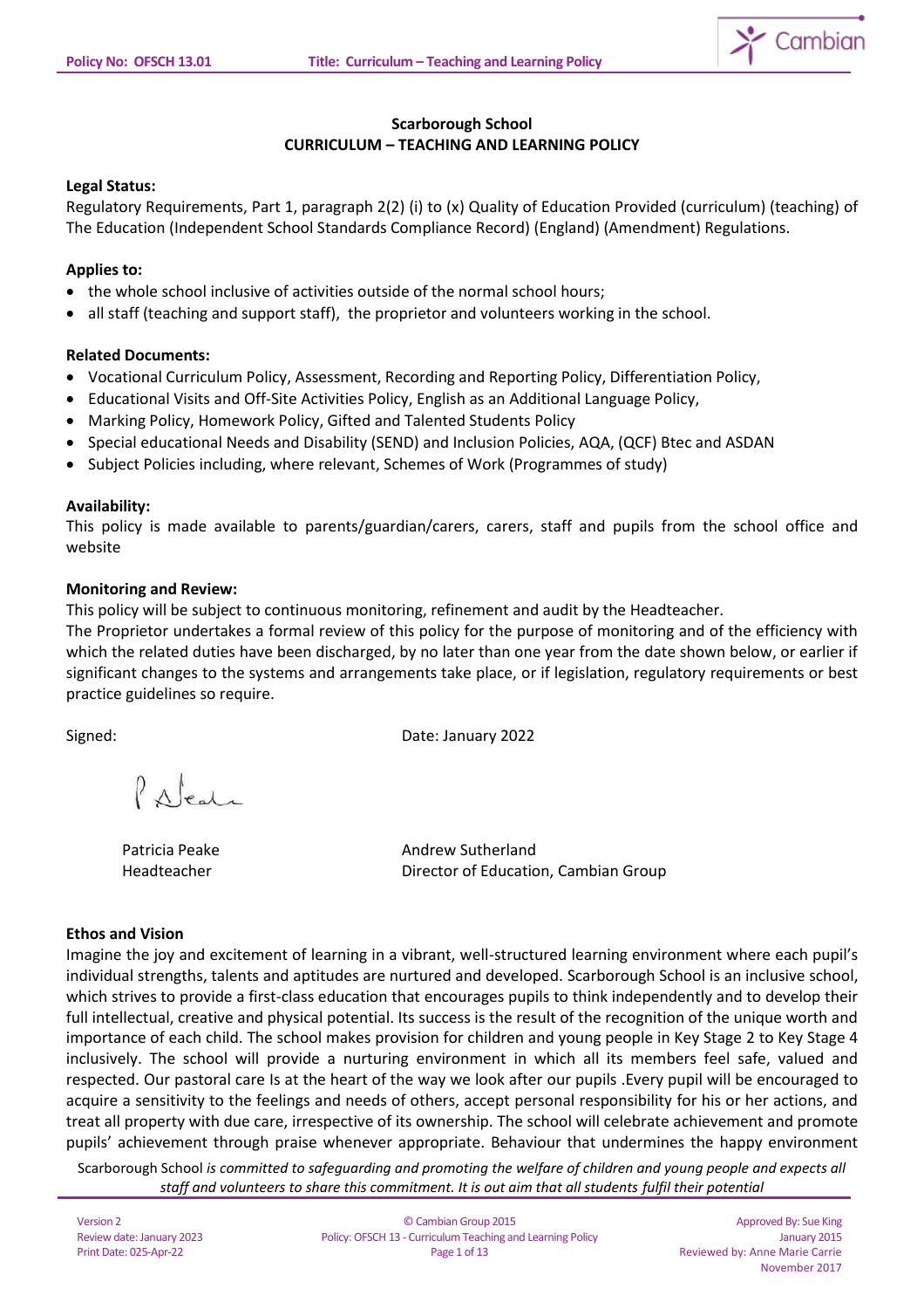**Scarborough School**
**CURRICULUM – TEACHING AND LEARNING POLICY**

**Legal Status:**
Regulatory Requirements, Part 1, paragraph 2(2) (i) to (x) Quality of Education Provided (curriculum) (teaching) of The Education (Independent School Standards Compliance Record) (England) (Amendment) Regulations.

**Applies to:**
- the whole school inclusive of activities outside of the normal school hours;
- all staff (teaching and support staff), the proprietor and volunteers working in the school.

**Related Documents:**
- Vocational Curriculum Policy, Assessment, Recording and Reporting Policy, Differentiation Policy,
- Educational Visits and Off-Site Activities Policy, English as an Additional Language Policy,
- Marking Policy, Homework Policy, Gifted and Talented Students Policy
- Special educational Needs and Disability (SEND) and Inclusion Policies, AQA, (QCF) Btec and ASDAN
- Subject Policies including, where relevant, Schemes of Work (Programmes of study)

**Availability:**
This policy is made available to parents/guardian/carers, carers, staff and pupils from the school office and website

**Monitoring and Review:**
This policy will be subject to continuous monitoring, refinement and audit by the Headteacher.
The Proprietor undertakes a formal review of this policy for the purpose of monitoring and of the efficiency with which the related duties have been discharged, by no later than one year from the date shown below, or earlier if significant changes to the systems and arrangements take place, or if legislation, regulatory requirements or best practice guidelines so require.

Signed: Date: January 2022

Patricia Peake
Headteacher

Andrew Sutherland
Director of Education, Cambian Group

**Ethos and Vision**
Imagine the joy and excitement of learning in a vibrant, well-structured learning environment where each pupil's individual strengths, talents and aptitudes are nurtured and developed. Scarborough School is an inclusive school, which strives to provide a first-class education that encourages pupils to think independently and to develop their full intellectual, creative and physical potential. Its success is the result of the recognition of the unique worth and importance of each child. The school makes provision for children and young people in Key Stage 2 to Key Stage 4 inclusively. The school will provide a nurturing environment in which all its members feel safe, valued and respected. Our pastoral care Is at the heart of the way we look after our pupils .Every pupil will be encouraged to acquire a sensitivity to the feelings and needs of others, accept personal responsibility for his or her actions, and treat all property with due care, irrespective of its ownership. The school will celebrate achievement and promote pupils' achievement through praise whenever appropriate. Behaviour that undermines the happy environment

Scarborough School *is committed to safeguarding and promoting the welfare of children and young people and expects all staff and volunteers to share this commitment. It is out aim that all students fulfil their potential*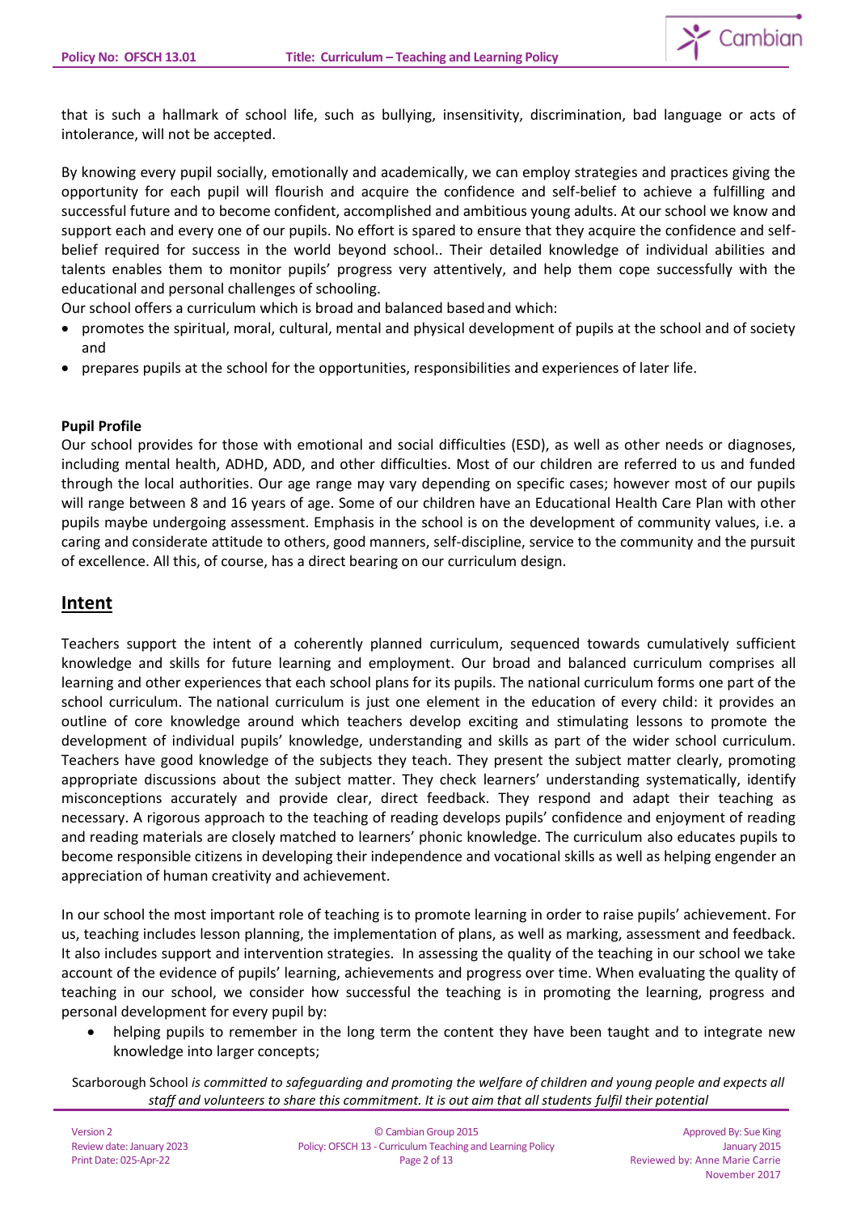that is such a hallmark of school life, such as bullying, insensitivity, discrimination, bad language or acts of intolerance, will not be accepted.

By knowing every pupil socially, emotionally and academically, we can employ strategies and practices giving the opportunity for each pupil will flourish and acquire the confidence and self-belief to achieve a fulfilling and successful future and to become confident, accomplished and ambitious young adults. At our school we know and support each and every one of our pupils. No effort is spared to ensure that they acquire the confidence and self-belief required for success in the world beyond school.. Their detailed knowledge of individual abilities and talents enables them to monitor pupils' progress very attentively, and help them cope successfully with the educational and personal challenges of schooling.

Our school offers a curriculum which is broad and balanced based and which:

- promotes the spiritual, moral, cultural, mental and physical development of pupils at the school and of society and
- prepares pupils at the school for the opportunities, responsibilities and experiences of later life.

**Pupil Profile**

Our school provides for those with emotional and social difficulties (ESD), as well as other needs or diagnoses, including mental health, ADHD, ADD, and other difficulties. Most of our children are referred to us and funded through the local authorities. Our age range may vary depending on specific cases; however most of our pupils will range between 8 and 16 years of age. Some of our children have an Educational Health Care Plan with other pupils maybe undergoing assessment. Emphasis in the school is on the development of community values, i.e. a caring and considerate attitude to others, good manners, self-discipline, service to the community and the pursuit of excellence. All this, of course, has a direct bearing on our curriculum design.

## Intent

Teachers support the intent of a coherently planned curriculum, sequenced towards cumulatively sufficient knowledge and skills for future learning and employment. Our broad and balanced curriculum comprises all learning and other experiences that each school plans for its pupils. The national curriculum forms one part of the school curriculum. The national curriculum is just one element in the education of every child: it provides an outline of core knowledge around which teachers develop exciting and stimulating lessons to promote the development of individual pupils' knowledge, understanding and skills as part of the wider school curriculum. Teachers have good knowledge of the subjects they teach. They present the subject matter clearly, promoting appropriate discussions about the subject matter. They check learners' understanding systematically, identify misconceptions accurately and provide clear, direct feedback. They respond and adapt their teaching as necessary. A rigorous approach to the teaching of reading develops pupils' confidence and enjoyment of reading and reading materials are closely matched to learners' phonic knowledge. The curriculum also educates pupils to become responsible citizens in developing their independence and vocational skills as well as helping engender an appreciation of human creativity and achievement.

In our school the most important role of teaching is to promote learning in order to raise pupils' achievement. For us, teaching includes lesson planning, the implementation of plans, as well as marking, assessment and feedback. It also includes support and intervention strategies. In assessing the quality of the teaching in our school we take account of the evidence of pupils' learning, achievements and progress over time. When evaluating the quality of teaching in our school, we consider how successful the teaching is in promoting the learning, progress and personal development for every pupil by:

- helping pupils to remember in the long term the content they have been taught and to integrate new knowledge into larger concepts;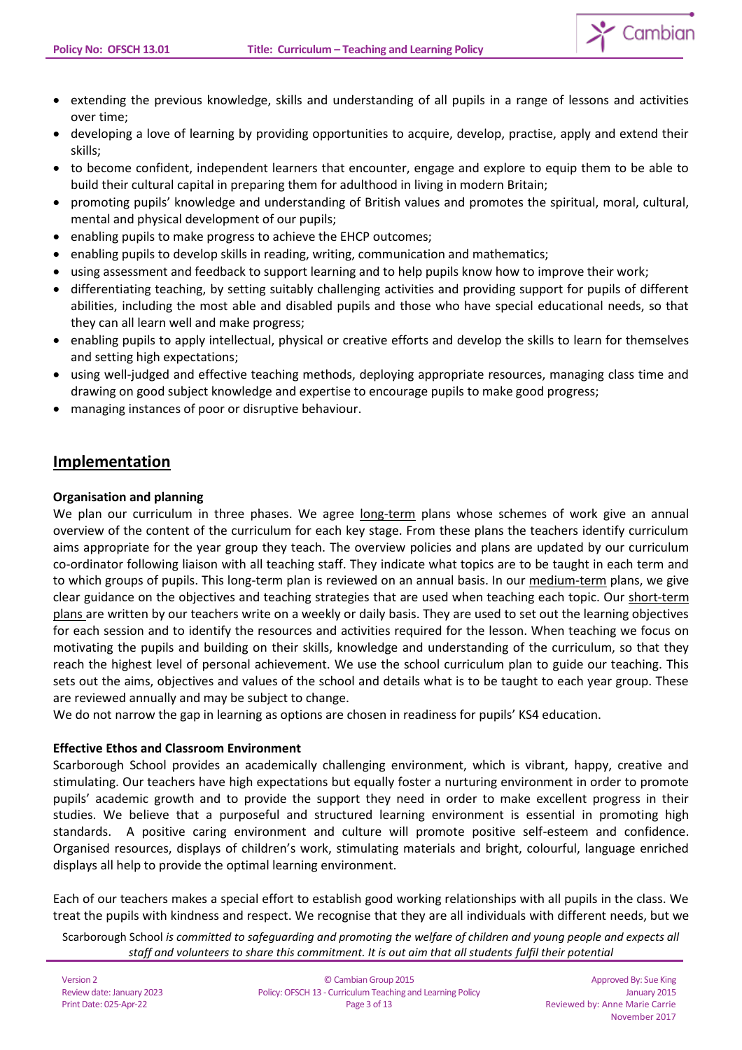- extending the previous knowledge, skills and understanding of all pupils in a range of lessons and activities over time;
- developing a love of learning by providing opportunities to acquire, develop, practise, apply and extend their skills;
- to become confident, independent learners that encounter, engage and explore to equip them to be able to build their cultural capital in preparing them for adulthood in living in modern Britain;
- promoting pupils' knowledge and understanding of British values and promotes the spiritual, moral, cultural, mental and physical development of our pupils;
- enabling pupils to make progress to achieve the EHCP outcomes;
- enabling pupils to develop skills in reading, writing, communication and mathematics;
- using assessment and feedback to support learning and to help pupils know how to improve their work;
- differentiating teaching, by setting suitably challenging activities and providing support for pupils of different abilities, including the most able and disabled pupils and those who have special educational needs, so that they can all learn well and make progress;
- enabling pupils to apply intellectual, physical or creative efforts and develop the skills to learn for themselves and setting high expectations;
- using well-judged and effective teaching methods, deploying appropriate resources, managing class time and drawing on good subject knowledge and expertise to encourage pupils to make good progress;
- managing instances of poor or disruptive behaviour.

## Implementation

**Organisation and planning**

We plan our curriculum in three phases. We agree long-term plans whose schemes of work give an annual overview of the content of the curriculum for each key stage. From these plans the teachers identify curriculum aims appropriate for the year group they teach. The overview policies and plans are updated by our curriculum co-ordinator following liaison with all teaching staff. They indicate what topics are to be taught in each term and to which groups of pupils. This long-term plan is reviewed on an annual basis. In our medium-term plans, we give clear guidance on the objectives and teaching strategies that are used when teaching each topic. Our short-term plans are written by our teachers write on a weekly or daily basis. They are used to set out the learning objectives for each session and to identify the resources and activities required for the lesson. When teaching we focus on motivating the pupils and building on their skills, knowledge and understanding of the curriculum, so that they reach the highest level of personal achievement. We use the school curriculum plan to guide our teaching. This sets out the aims, objectives and values of the school and details what is to be taught to each year group. These are reviewed annually and may be subject to change.

We do not narrow the gap in learning as options are chosen in readiness for pupils' KS4 education.

**Effective Ethos and Classroom Environment**

Scarborough School provides an academically challenging environment, which is vibrant, happy, creative and stimulating. Our teachers have high expectations but equally foster a nurturing environment in order to promote pupils' academic growth and to provide the support they need in order to make excellent progress in their studies. We believe that a purposeful and structured learning environment is essential in promoting high standards. A positive caring environment and culture will promote positive self-esteem and confidence. Organised resources, displays of children's work, stimulating materials and bright, colourful, language enriched displays all help to provide the optimal learning environment.

Each of our teachers makes a special effort to establish good working relationships with all pupils in the class. We treat the pupils with kindness and respect. We recognise that they are all individuals with different needs, but we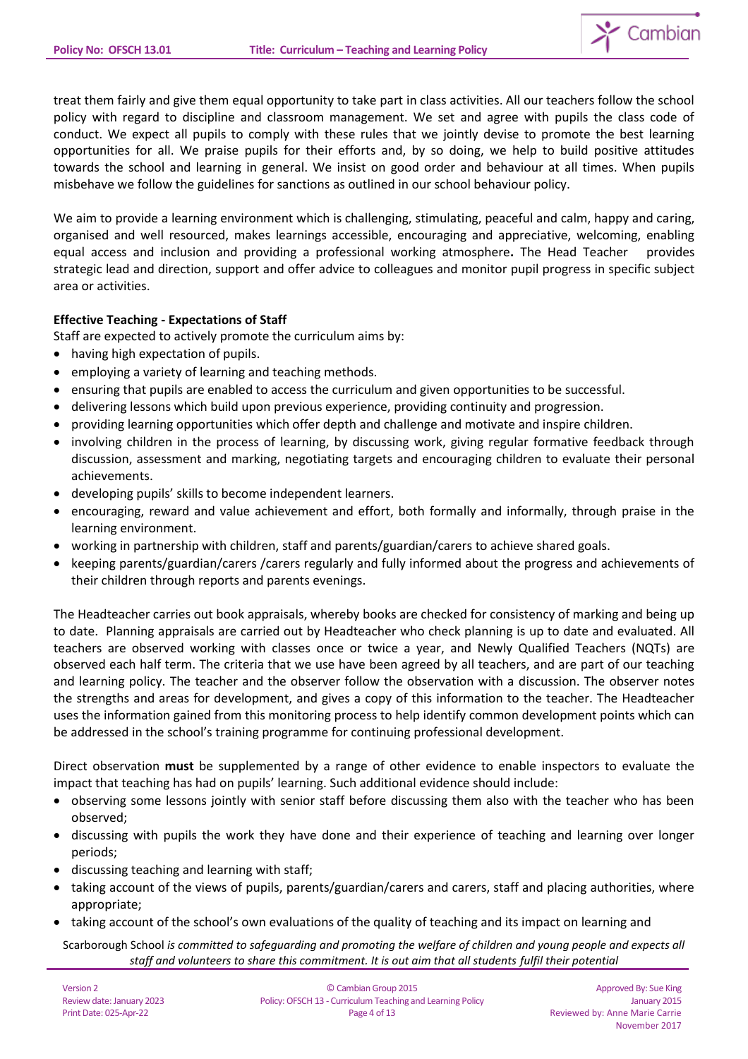treat them fairly and give them equal opportunity to take part in class activities. All our teachers follow the school policy with regard to discipline and classroom management. We set and agree with pupils the class code of conduct. We expect all pupils to comply with these rules that we jointly devise to promote the best learning opportunities for all. We praise pupils for their efforts and, by so doing, we help to build positive attitudes towards the school and learning in general. We insist on good order and behaviour at all times. When pupils misbehave we follow the guidelines for sanctions as outlined in our school behaviour policy.

We aim to provide a learning environment which is challenging, stimulating, peaceful and calm, happy and caring, organised and well resourced, makes learnings accessible, encouraging and appreciative, welcoming, enabling equal access and inclusion and providing a professional working atmosphere**.** The Head Teacher provides strategic lead and direction, support and offer advice to colleagues and monitor pupil progress in specific subject area or activities.

**Effective Teaching - Expectations of Staff**

Staff are expected to actively promote the curriculum aims by:

- having high expectation of pupils.
- employing a variety of learning and teaching methods.
- ensuring that pupils are enabled to access the curriculum and given opportunities to be successful.
- delivering lessons which build upon previous experience, providing continuity and progression.
- providing learning opportunities which offer depth and challenge and motivate and inspire children.
- involving children in the process of learning, by discussing work, giving regular formative feedback through discussion, assessment and marking, negotiating targets and encouraging children to evaluate their personal achievements.
- developing pupils' skills to become independent learners.
- encouraging, reward and value achievement and effort, both formally and informally, through praise in the learning environment.
- working in partnership with children, staff and parents/guardian/carers to achieve shared goals.
- keeping parents/guardian/carers /carers regularly and fully informed about the progress and achievements of their children through reports and parents evenings.

The Headteacher carries out book appraisals, whereby books are checked for consistency of marking and being up to date. Planning appraisals are carried out by Headteacher who check planning is up to date and evaluated. All teachers are observed working with classes once or twice a year, and Newly Qualified Teachers (NQTs) are observed each half term. The criteria that we use have been agreed by all teachers, and are part of our teaching and learning policy. The teacher and the observer follow the observation with a discussion. The observer notes the strengths and areas for development, and gives a copy of this information to the teacher. The Headteacher uses the information gained from this monitoring process to help identify common development points which can be addressed in the school's training programme for continuing professional development.

Direct observation **must** be supplemented by a range of other evidence to enable inspectors to evaluate the impact that teaching has had on pupils' learning. Such additional evidence should include:

- observing some lessons jointly with senior staff before discussing them also with the teacher who has been observed;
- discussing with pupils the work they have done and their experience of teaching and learning over longer periods;
- discussing teaching and learning with staff;
- taking account of the views of pupils, parents/guardian/carers and carers, staff and placing authorities, where appropriate;
- taking account of the school's own evaluations of the quality of teaching and its impact on learning and

Scarborough School *is committed to safeguarding and promoting the welfare of children and young people and expects all staff and volunteers to share this commitment. It is out aim that all students fulfil their potential*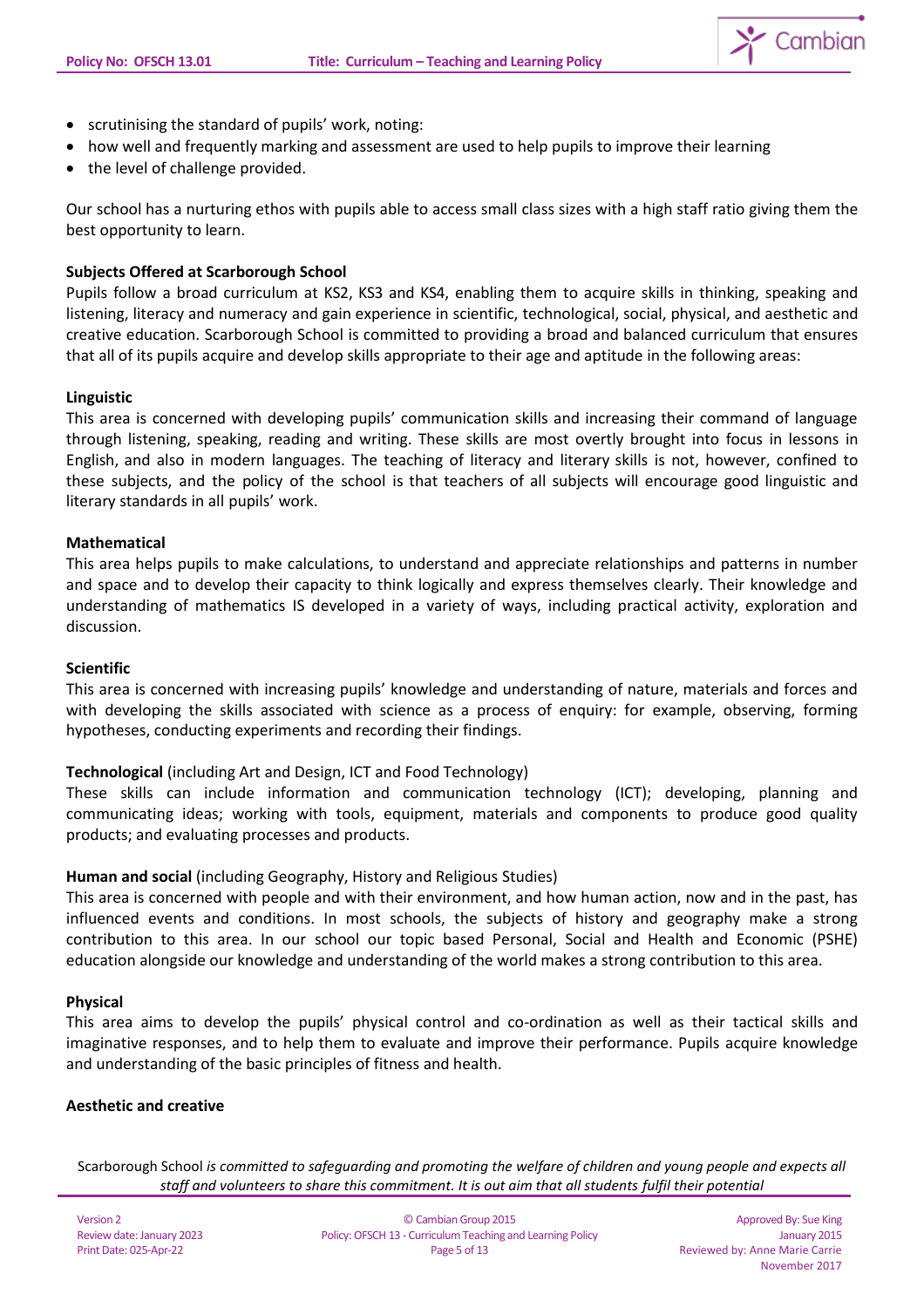- scrutinising the standard of pupils' work, noting:
- how well and frequently marking and assessment are used to help pupils to improve their learning
- the level of challenge provided.

Our school has a nurturing ethos with pupils able to access small class sizes with a high staff ratio giving them the best opportunity to learn.

**Subjects Offered at Scarborough School**

Pupils follow a broad curriculum at KS2, KS3 and KS4, enabling them to acquire skills in thinking, speaking and listening, literacy and numeracy and gain experience in scientific, technological, social, physical, and aesthetic and creative education. Scarborough School is committed to providing a broad and balanced curriculum that ensures that all of its pupils acquire and develop skills appropriate to their age and aptitude in the following areas:

**Linguistic**

This area is concerned with developing pupils' communication skills and increasing their command of language through listening, speaking, reading and writing. These skills are most overtly brought into focus in lessons in English, and also in modern languages. The teaching of literacy and literary skills is not, however, confined to these subjects, and the policy of the school is that teachers of all subjects will encourage good linguistic and literary standards in all pupils' work.

**Mathematical**

This area helps pupils to make calculations, to understand and appreciate relationships and patterns in number and space and to develop their capacity to think logically and express themselves clearly. Their knowledge and understanding of mathematics IS developed in a variety of ways, including practical activity, exploration and discussion.

**Scientific**

This area is concerned with increasing pupils' knowledge and understanding of nature, materials and forces and with developing the skills associated with science as a process of enquiry: for example, observing, forming hypotheses, conducting experiments and recording their findings.

**Technological** (including Art and Design, ICT and Food Technology)

These skills can include information and communication technology (ICT); developing, planning and communicating ideas; working with tools, equipment, materials and components to produce good quality products; and evaluating processes and products.

**Human and social** (including Geography, History and Religious Studies)

This area is concerned with people and with their environment, and how human action, now and in the past, has influenced events and conditions. In most schools, the subjects of history and geography make a strong contribution to this area. In our school our topic based Personal, Social and Health and Economic (PSHE) education alongside our knowledge and understanding of the world makes a strong contribution to this area.

**Physical**

This area aims to develop the pupils' physical control and co-ordination as well as their tactical skills and imaginative responses, and to help them to evaluate and improve their performance. Pupils acquire knowledge and understanding of the basic principles of fitness and health.

**Aesthetic and creative**

Scarborough School *is committed to safeguarding and promoting the welfare of children and young people and expects all staff and volunteers to share this commitment. It is out aim that all students fulfil their potential*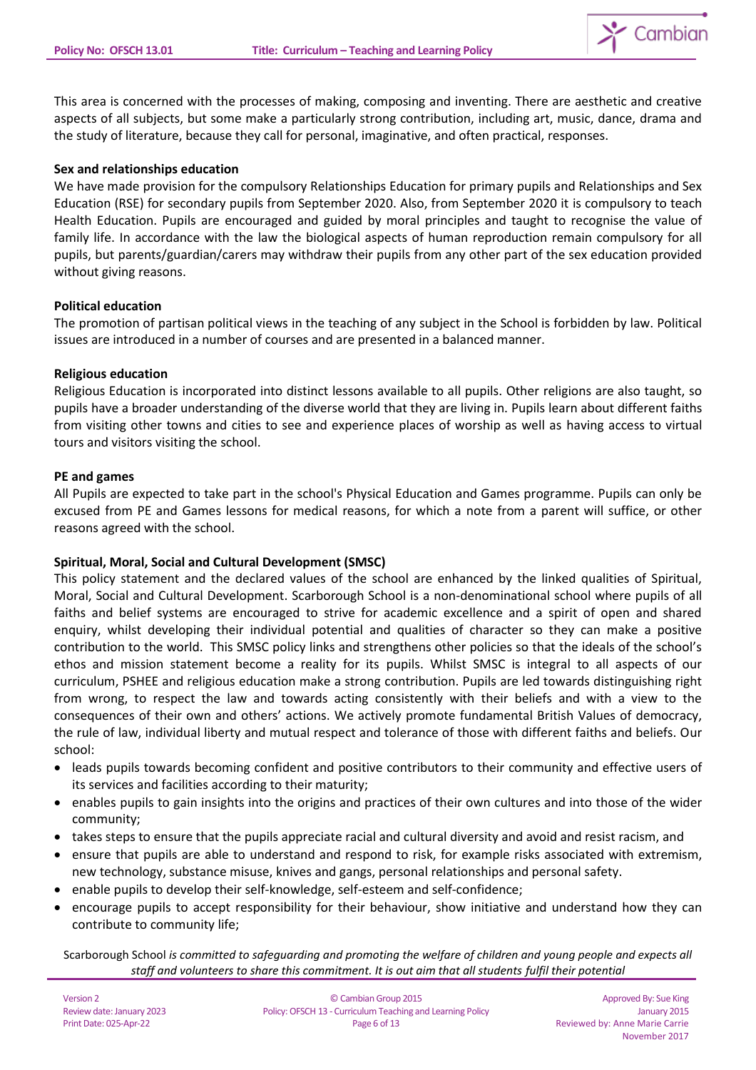This area is concerned with the processes of making, composing and inventing. There are aesthetic and creative aspects of all subjects, but some make a particularly strong contribution, including art, music, dance, drama and the study of literature, because they call for personal, imaginative, and often practical, responses.

**Sex and relationships education**

We have made provision for the compulsory Relationships Education for primary pupils and Relationships and Sex Education (RSE) for secondary pupils from September 2020. Also, from September 2020 it is compulsory to teach Health Education. Pupils are encouraged and guided by moral principles and taught to recognise the value of family life. In accordance with the law the biological aspects of human reproduction remain compulsory for all pupils, but parents/guardian/carers may withdraw their pupils from any other part of the sex education provided without giving reasons.

**Political education**

The promotion of partisan political views in the teaching of any subject in the School is forbidden by law. Political issues are introduced in a number of courses and are presented in a balanced manner.

**Religious education**

Religious Education is incorporated into distinct lessons available to all pupils. Other religions are also taught, so pupils have a broader understanding of the diverse world that they are living in. Pupils learn about different faiths from visiting other towns and cities to see and experience places of worship as well as having access to virtual tours and visitors visiting the school.

**PE and games**

All Pupils are expected to take part in the school's Physical Education and Games programme. Pupils can only be excused from PE and Games lessons for medical reasons, for which a note from a parent will suffice, or other reasons agreed with the school.

**Spiritual, Moral, Social and Cultural Development (SMSC)**

This policy statement and the declared values of the school are enhanced by the linked qualities of Spiritual, Moral, Social and Cultural Development. Scarborough School is a non-denominational school where pupils of all faiths and belief systems are encouraged to strive for academic excellence and a spirit of open and shared enquiry, whilst developing their individual potential and qualities of character so they can make a positive contribution to the world. This SMSC policy links and strengthens other policies so that the ideals of the school's ethos and mission statement become a reality for its pupils. Whilst SMSC is integral to all aspects of our curriculum, PSHEE and religious education make a strong contribution. Pupils are led towards distinguishing right from wrong, to respect the law and towards acting consistently with their beliefs and with a view to the consequences of their own and others' actions. We actively promote fundamental British Values of democracy, the rule of law, individual liberty and mutual respect and tolerance of those with different faiths and beliefs. Our school:

- leads pupils towards becoming confident and positive contributors to their community and effective users of its services and facilities according to their maturity;
- enables pupils to gain insights into the origins and practices of their own cultures and into those of the wider community;
- takes steps to ensure that the pupils appreciate racial and cultural diversity and avoid and resist racism, and
- ensure that pupils are able to understand and respond to risk, for example risks associated with extremism, new technology, substance misuse, knives and gangs, personal relationships and personal safety.
- enable pupils to develop their self-knowledge, self-esteem and self-confidence;
- encourage pupils to accept responsibility for their behaviour, show initiative and understand how they can contribute to community life;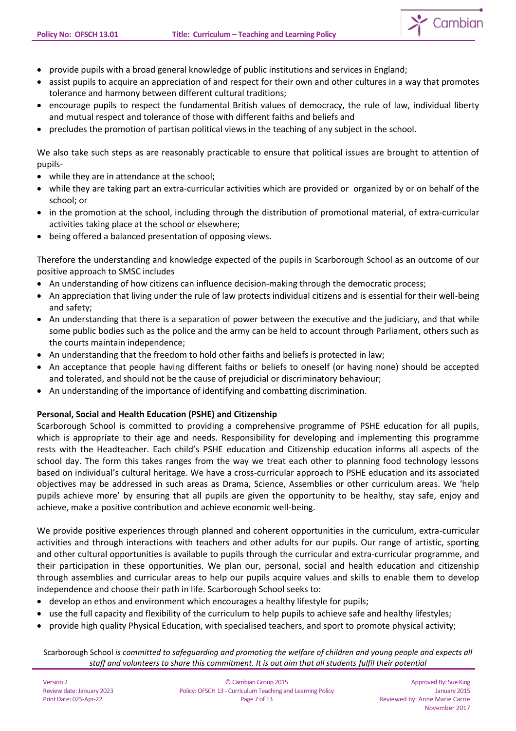- provide pupils with a broad general knowledge of public institutions and services in England;
- assist pupils to acquire an appreciation of and respect for their own and other cultures in a way that promotes tolerance and harmony between different cultural traditions;
- encourage pupils to respect the fundamental British values of democracy, the rule of law, individual liberty and mutual respect and tolerance of those with different faiths and beliefs and
- precludes the promotion of partisan political views in the teaching of any subject in the school.

We also take such steps as are reasonably practicable to ensure that political issues are brought to attention of pupils-

- while they are in attendance at the school;
- while they are taking part an extra-curricular activities which are provided or organized by or on behalf of the school; or
- in the promotion at the school, including through the distribution of promotional material, of extra-curricular activities taking place at the school or elsewhere;
- being offered a balanced presentation of opposing views.

Therefore the understanding and knowledge expected of the pupils in Scarborough School as an outcome of our positive approach to SMSC includes

- An understanding of how citizens can influence decision-making through the democratic process;
- An appreciation that living under the rule of law protects individual citizens and is essential for their well-being and safety;
- An understanding that there is a separation of power between the executive and the judiciary, and that while some public bodies such as the police and the army can be held to account through Parliament, others such as the courts maintain independence;
- An understanding that the freedom to hold other faiths and beliefs is protected in law;
- An acceptance that people having different faiths or beliefs to oneself (or having none) should be accepted and tolerated, and should not be the cause of prejudicial or discriminatory behaviour;
- An understanding of the importance of identifying and combatting discrimination.

**Personal, Social and Health Education (PSHE) and Citizenship**

Scarborough School is committed to providing a comprehensive programme of PSHE education for all pupils, which is appropriate to their age and needs. Responsibility for developing and implementing this programme rests with the Headteacher. Each child's PSHE education and Citizenship education informs all aspects of the school day. The form this takes ranges from the way we treat each other to planning food technology lessons based on individual's cultural heritage. We have a cross-curricular approach to PSHE education and its associated objectives may be addressed in such areas as Drama, Science, Assemblies or other curriculum areas. We 'help pupils achieve more' by ensuring that all pupils are given the opportunity to be healthy, stay safe, enjoy and achieve, make a positive contribution and achieve economic well-being.

We provide positive experiences through planned and coherent opportunities in the curriculum, extra-curricular activities and through interactions with teachers and other adults for our pupils. Our range of artistic, sporting and other cultural opportunities is available to pupils through the curricular and extra-curricular programme, and their participation in these opportunities. We plan our, personal, social and health education and citizenship through assemblies and curricular areas to help our pupils acquire values and skills to enable them to develop independence and choose their path in life. Scarborough School seeks to:

- develop an ethos and environment which encourages a healthy lifestyle for pupils;
- use the full capacity and flexibility of the curriculum to help pupils to achieve safe and healthy lifestyles;
- provide high quality Physical Education, with specialised teachers, and sport to promote physical activity;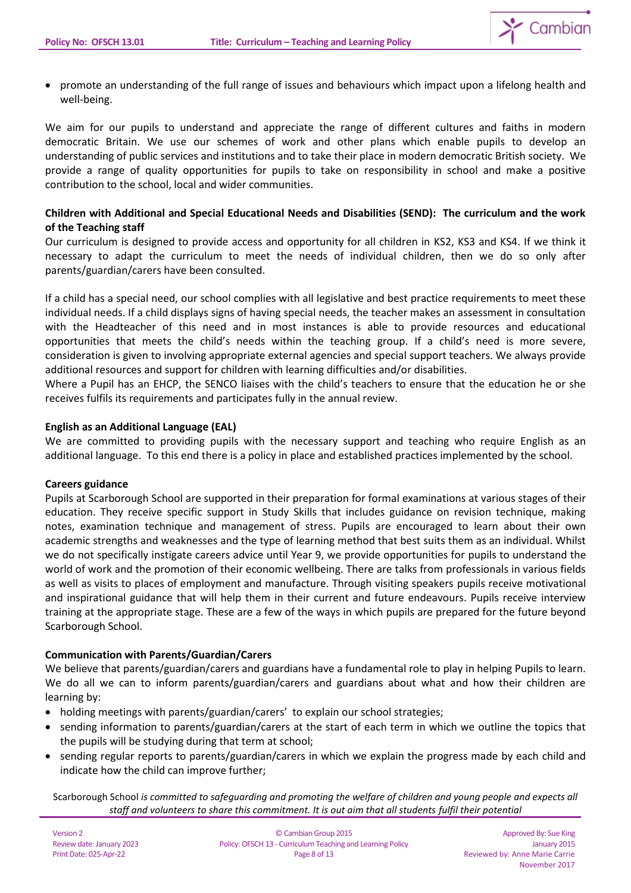- promote an understanding of the full range of issues and behaviours which impact upon a lifelong health and well-being.

We aim for our pupils to understand and appreciate the range of different cultures and faiths in modern democratic Britain. We use our schemes of work and other plans which enable pupils to develop an understanding of public services and institutions and to take their place in modern democratic British society. We provide a range of quality opportunities for pupils to take on responsibility in school and make a positive contribution to the school, local and wider communities.

**Children with Additional and Special Educational Needs and Disabilities (SEND): The curriculum and the work of the Teaching staff**

Our curriculum is designed to provide access and opportunity for all children in KS2, KS3 and KS4. If we think it necessary to adapt the curriculum to meet the needs of individual children, then we do so only after parents/guardian/carers have been consulted.

If a child has a special need, our school complies with all legislative and best practice requirements to meet these individual needs. If a child displays signs of having special needs, the teacher makes an assessment in consultation with the Headteacher of this need and in most instances is able to provide resources and educational opportunities that meets the child's needs within the teaching group. If a child's need is more severe, consideration is given to involving appropriate external agencies and special support teachers. We always provide additional resources and support for children with learning difficulties and/or disabilities.

Where a Pupil has an EHCP, the SENCO liaises with the child's teachers to ensure that the education he or she receives fulfils its requirements and participates fully in the annual review.

**English as an Additional Language (EAL)**

We are committed to providing pupils with the necessary support and teaching who require English as an additional language. To this end there is a policy in place and established practices implemented by the school.

**Careers guidance**

Pupils at Scarborough School are supported in their preparation for formal examinations at various stages of their education. They receive specific support in Study Skills that includes guidance on revision technique, making notes, examination technique and management of stress. Pupils are encouraged to learn about their own academic strengths and weaknesses and the type of learning method that best suits them as an individual. Whilst we do not specifically instigate careers advice until Year 9, we provide opportunities for pupils to understand the world of work and the promotion of their economic wellbeing. There are talks from professionals in various fields as well as visits to places of employment and manufacture. Through visiting speakers pupils receive motivational and inspirational guidance that will help them in their current and future endeavours. Pupils receive interview training at the appropriate stage. These are a few of the ways in which pupils are prepared for the future beyond Scarborough School.

**Communication with Parents/Guardian/Carers**

We believe that parents/guardian/carers and guardians have a fundamental role to play in helping Pupils to learn. We do all we can to inform parents/guardian/carers and guardians about what and how their children are learning by:

- holding meetings with parents/guardian/carers' to explain our school strategies;
- sending information to parents/guardian/carers at the start of each term in which we outline the topics that the pupils will be studying during that term at school;
- sending regular reports to parents/guardian/carers in which we explain the progress made by each child and indicate how the child can improve further;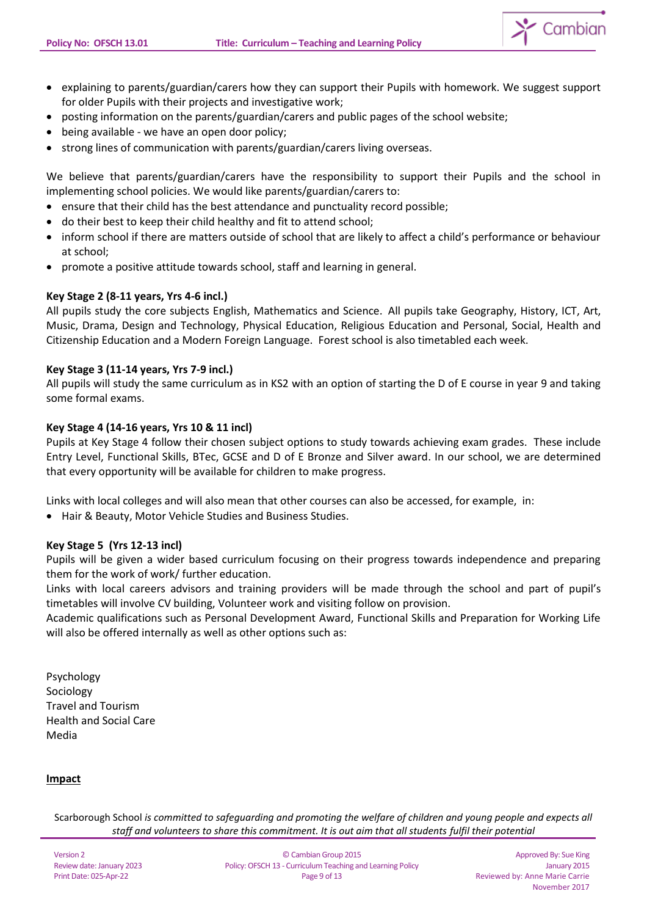- explaining to parents/guardian/carers how they can support their Pupils with homework. We suggest support for older Pupils with their projects and investigative work;
- posting information on the parents/guardian/carers and public pages of the school website;
- being available - we have an open door policy;
- strong lines of communication with parents/guardian/carers living overseas.

We believe that parents/guardian/carers have the responsibility to support their Pupils and the school in implementing school policies. We would like parents/guardian/carers to:

- ensure that their child has the best attendance and punctuality record possible;
- do their best to keep their child healthy and fit to attend school;
- inform school if there are matters outside of school that are likely to affect a child's performance or behaviour at school;
- promote a positive attitude towards school, staff and learning in general.

**Key Stage 2 (8-11 years, Yrs 4-6 incl.)**

All pupils study the core subjects English, Mathematics and Science. All pupils take Geography, History, ICT, Art, Music, Drama, Design and Technology, Physical Education, Religious Education and Personal, Social, Health and Citizenship Education and a Modern Foreign Language. Forest school is also timetabled each week.

**Key Stage 3 (11-14 years, Yrs 7-9 incl.)**

All pupils will study the same curriculum as in KS2 with an option of starting the D of E course in year 9 and taking some formal exams.

**Key Stage 4 (14-16 years, Yrs 10 & 11 incl)**

Pupils at Key Stage 4 follow their chosen subject options to study towards achieving exam grades. These include Entry Level, Functional Skills, BTec, GCSE and D of E Bronze and Silver award. In our school, we are determined that every opportunity will be available for children to make progress.

Links with local colleges and will also mean that other courses can also be accessed, for example, in:

- Hair & Beauty, Motor Vehicle Studies and Business Studies.

**Key Stage 5 (Yrs 12-13 incl)**

Pupils will be given a wider based curriculum focusing on their progress towards independence and preparing them for the work of work/ further education.

Links with local careers advisors and training providers will be made through the school and part of pupil's timetables will involve CV building, Volunteer work and visiting follow on provision.

Academic qualifications such as Personal Development Award, Functional Skills and Preparation for Working Life will also be offered internally as well as other options such as:

Psychology
Sociology
Travel and Tourism
Health and Social Care
Media

**Impact**

Scarborough School *is committed to safeguarding and promoting the welfare of children and young people and expects all staff and volunteers to share this commitment. It is out aim that all students fulfil their potential*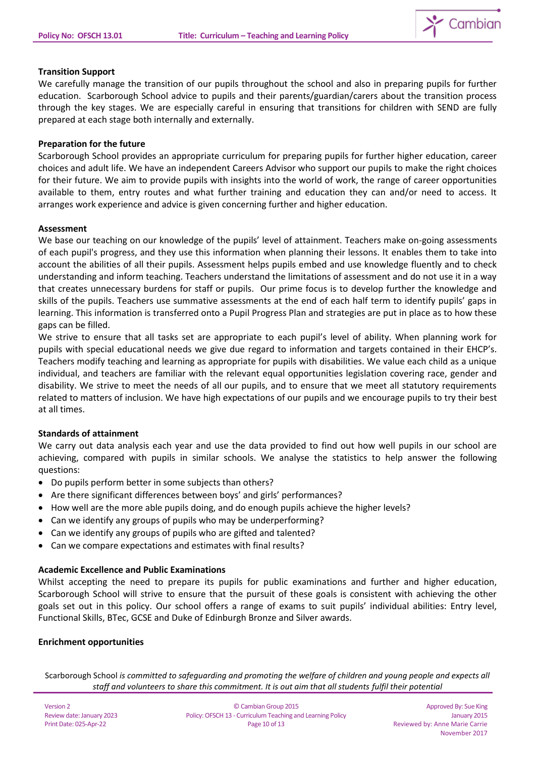**Transition Support**

We carefully manage the transition of our pupils throughout the school and also in preparing pupils for further education. Scarborough School advice to pupils and their parents/guardian/carers about the transition process through the key stages. We are especially careful in ensuring that transitions for children with SEND are fully prepared at each stage both internally and externally.

**Preparation for the future**

Scarborough School provides an appropriate curriculum for preparing pupils for further higher education, career choices and adult life. We have an independent Careers Advisor who support our pupils to make the right choices for their future. We aim to provide pupils with insights into the world of work, the range of career opportunities available to them, entry routes and what further training and education they can and/or need to access. It arranges work experience and advice is given concerning further and higher education.

**Assessment**

We base our teaching on our knowledge of the pupils' level of attainment. Teachers make on-going assessments of each pupil's progress, and they use this information when planning their lessons. It enables them to take into account the abilities of all their pupils. Assessment helps pupils embed and use knowledge fluently and to check understanding and inform teaching. Teachers understand the limitations of assessment and do not use it in a way that creates unnecessary burdens for staff or pupils. Our prime focus is to develop further the knowledge and skills of the pupils. Teachers use summative assessments at the end of each half term to identify pupils' gaps in learning. This information is transferred onto a Pupil Progress Plan and strategies are put in place as to how these gaps can be filled.

We strive to ensure that all tasks set are appropriate to each pupil's level of ability. When planning work for pupils with special educational needs we give due regard to information and targets contained in their EHCP's. Teachers modify teaching and learning as appropriate for pupils with disabilities. We value each child as a unique individual, and teachers are familiar with the relevant equal opportunities legislation covering race, gender and disability. We strive to meet the needs of all our pupils, and to ensure that we meet all statutory requirements related to matters of inclusion. We have high expectations of our pupils and we encourage pupils to try their best at all times.

**Standards of attainment**

We carry out data analysis each year and use the data provided to find out how well pupils in our school are achieving, compared with pupils in similar schools. We analyse the statistics to help answer the following questions:

- Do pupils perform better in some subjects than others?
- Are there significant differences between boys' and girls' performances?
- How well are the more able pupils doing, and do enough pupils achieve the higher levels?
- Can we identify any groups of pupils who may be underperforming?
- Can we identify any groups of pupils who are gifted and talented?
- Can we compare expectations and estimates with final results?

**Academic Excellence and Public Examinations**

Whilst accepting the need to prepare its pupils for public examinations and further and higher education, Scarborough School will strive to ensure that the pursuit of these goals is consistent with achieving the other goals set out in this policy. Our school offers a range of exams to suit pupils' individual abilities: Entry level, Functional Skills, BTec, GCSE and Duke of Edinburgh Bronze and Silver awards.

**Enrichment opportunities**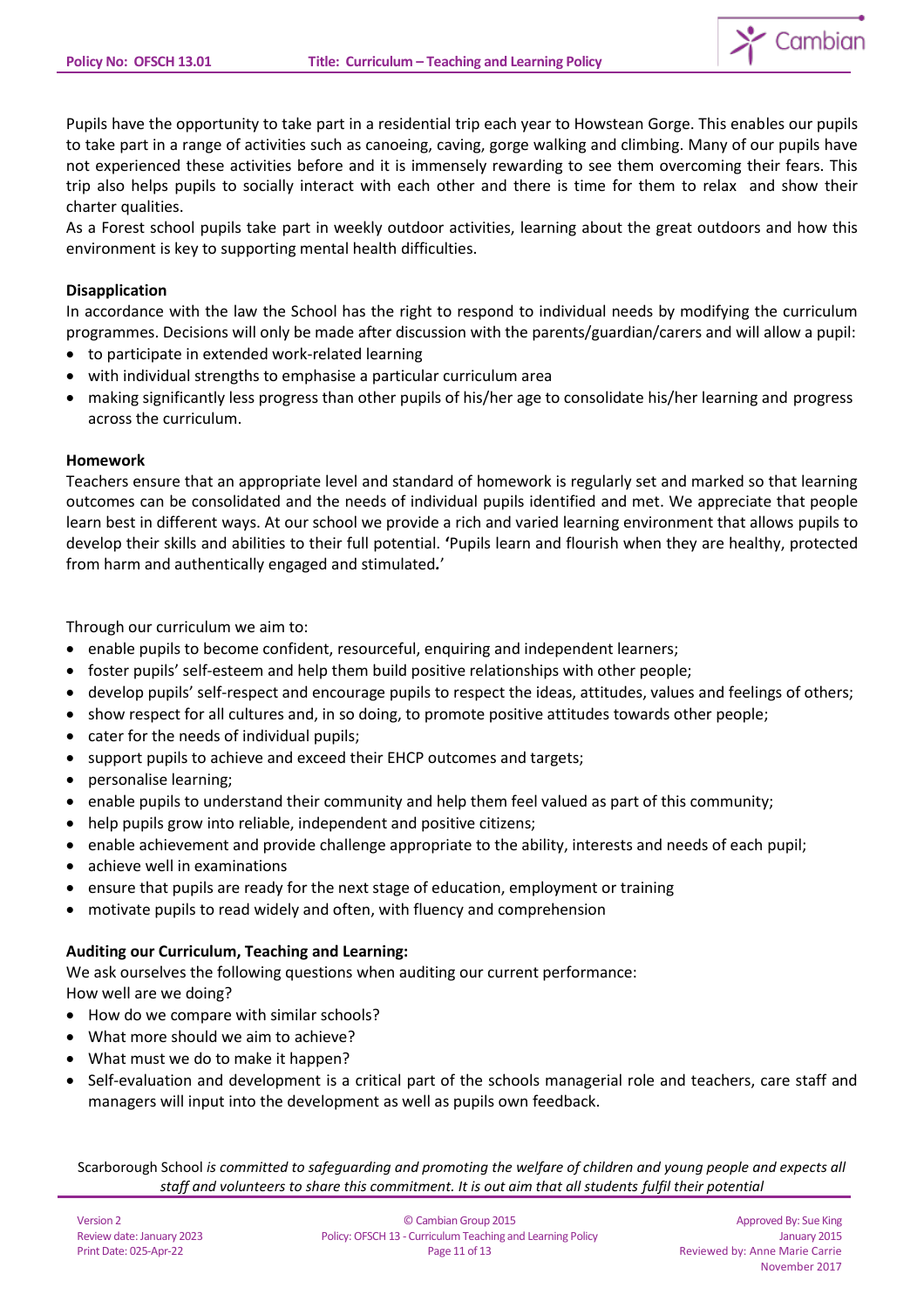Pupils have the opportunity to take part in a residential trip each year to Howstean Gorge. This enables our pupils to take part in a range of activities such as canoeing, caving, gorge walking and climbing. Many of our pupils have not experienced these activities before and it is immensely rewarding to see them overcoming their fears. This trip also helps pupils to socially interact with each other and there is time for them to relax and show their charter qualities.

As a Forest school pupils take part in weekly outdoor activities, learning about the great outdoors and how this environment is key to supporting mental health difficulties.

**Disapplication**

In accordance with the law the School has the right to respond to individual needs by modifying the curriculum programmes. Decisions will only be made after discussion with the parents/guardian/carers and will allow a pupil:

- to participate in extended work-related learning
- with individual strengths to emphasise a particular curriculum area
- making significantly less progress than other pupils of his/her age to consolidate his/her learning and progress across the curriculum.

**Homework**

Teachers ensure that an appropriate level and standard of homework is regularly set and marked so that learning outcomes can be consolidated and the needs of individual pupils identified and met. We appreciate that people learn best in different ways. At our school we provide a rich and varied learning environment that allows pupils to develop their skills and abilities to their full potential. **'**Pupils learn and flourish when they are healthy, protected from harm and authentically engaged and stimulated**.**'

Through our curriculum we aim to:

- enable pupils to become confident, resourceful, enquiring and independent learners;
- foster pupils' self-esteem and help them build positive relationships with other people;
- develop pupils' self-respect and encourage pupils to respect the ideas, attitudes, values and feelings of others;
- show respect for all cultures and, in so doing, to promote positive attitudes towards other people;
- cater for the needs of individual pupils;
- support pupils to achieve and exceed their EHCP outcomes and targets;
- personalise learning;
- enable pupils to understand their community and help them feel valued as part of this community;
- help pupils grow into reliable, independent and positive citizens;
- enable achievement and provide challenge appropriate to the ability, interests and needs of each pupil;
- achieve well in examinations
- ensure that pupils are ready for the next stage of education, employment or training
- motivate pupils to read widely and often, with fluency and comprehension

**Auditing our Curriculum, Teaching and Learning:**

We ask ourselves the following questions when auditing our current performance:

How well are we doing?

- How do we compare with similar schools?
- What more should we aim to achieve?
- What must we do to make it happen?
- Self-evaluation and development is a critical part of the schools managerial role and teachers, care staff and managers will input into the development as well as pupils own feedback.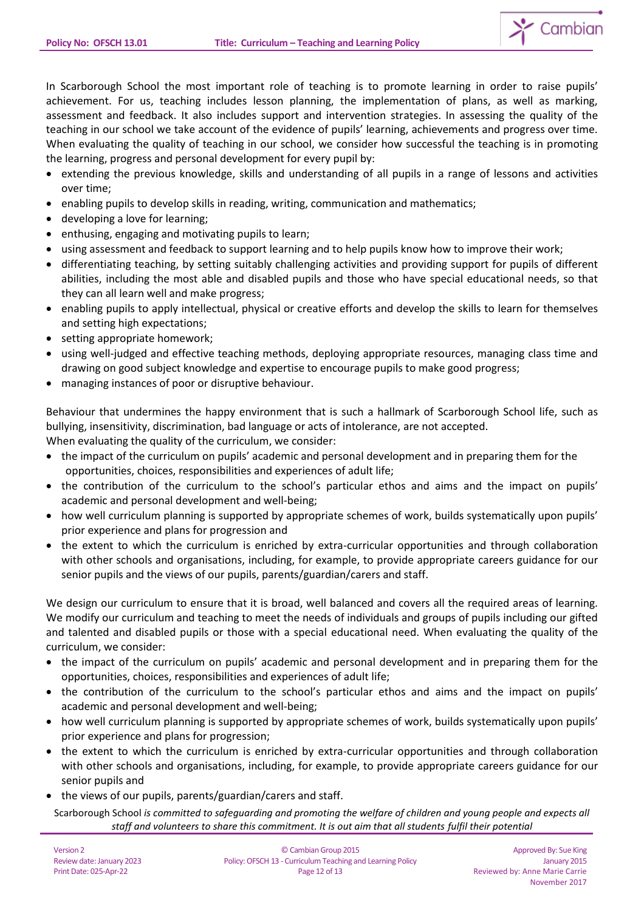In Scarborough School the most important role of teaching is to promote learning in order to raise pupils' achievement. For us, teaching includes lesson planning, the implementation of plans, as well as marking, assessment and feedback. It also includes support and intervention strategies. In assessing the quality of the teaching in our school we take account of the evidence of pupils' learning, achievements and progress over time. When evaluating the quality of teaching in our school, we consider how successful the teaching is in promoting the learning, progress and personal development for every pupil by:

- extending the previous knowledge, skills and understanding of all pupils in a range of lessons and activities over time;
- enabling pupils to develop skills in reading, writing, communication and mathematics;
- developing a love for learning;
- enthusing, engaging and motivating pupils to learn;
- using assessment and feedback to support learning and to help pupils know how to improve their work;
- differentiating teaching, by setting suitably challenging activities and providing support for pupils of different abilities, including the most able and disabled pupils and those who have special educational needs, so that they can all learn well and make progress;
- enabling pupils to apply intellectual, physical or creative efforts and develop the skills to learn for themselves and setting high expectations;
- setting appropriate homework;
- using well-judged and effective teaching methods, deploying appropriate resources, managing class time and drawing on good subject knowledge and expertise to encourage pupils to make good progress;
- managing instances of poor or disruptive behaviour.

Behaviour that undermines the happy environment that is such a hallmark of Scarborough School life, such as bullying, insensitivity, discrimination, bad language or acts of intolerance, are not accepted.
When evaluating the quality of the curriculum, we consider:

- the impact of the curriculum on pupils' academic and personal development and in preparing them for the opportunities, choices, responsibilities and experiences of adult life;
- the contribution of the curriculum to the school's particular ethos and aims and the impact on pupils' academic and personal development and well-being;
- how well curriculum planning is supported by appropriate schemes of work, builds systematically upon pupils' prior experience and plans for progression and
- the extent to which the curriculum is enriched by extra-curricular opportunities and through collaboration with other schools and organisations, including, for example, to provide appropriate careers guidance for our senior pupils and the views of our pupils, parents/guardian/carers and staff.

We design our curriculum to ensure that it is broad, well balanced and covers all the required areas of learning. We modify our curriculum and teaching to meet the needs of individuals and groups of pupils including our gifted and talented and disabled pupils or those with a special educational need. When evaluating the quality of the curriculum, we consider:

- the impact of the curriculum on pupils' academic and personal development and in preparing them for the opportunities, choices, responsibilities and experiences of adult life;
- the contribution of the curriculum to the school's particular ethos and aims and the impact on pupils' academic and personal development and well-being;
- how well curriculum planning is supported by appropriate schemes of work, builds systematically upon pupils' prior experience and plans for progression;
- the extent to which the curriculum is enriched by extra-curricular opportunities and through collaboration with other schools and organisations, including, for example, to provide appropriate careers guidance for our senior pupils and
- the views of our pupils, parents/guardian/carers and staff.

Scarborough School *is committed to safeguarding and promoting the welfare of children and young people and expects all staff and volunteers to share this commitment. It is out aim that all students fulfil their potential*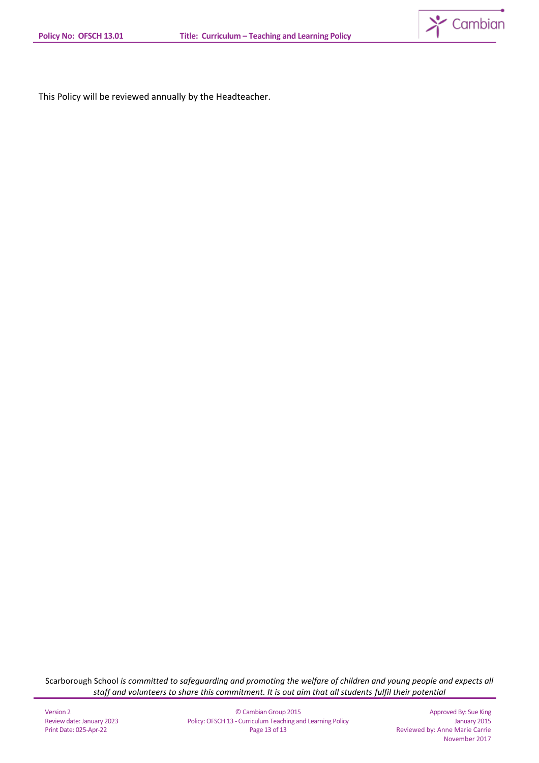This Policy will be reviewed annually by the Headteacher.

Scarborough School *is committed to safeguarding and promoting the welfare of children and young people and expects all staff and volunteers to share this commitment. It is out aim that all students fulfil their potential*